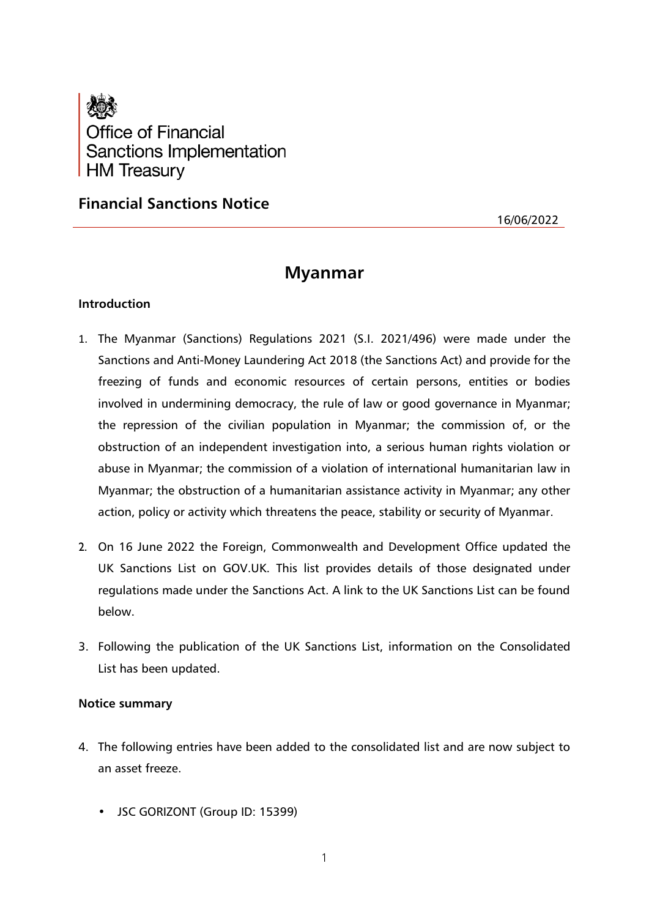Office of Financial Sanctions Implementation
HM Treasury

## Financial Sanctions Notice

16/06/2022

# Myanmar

### Introduction

1. The Myanmar (Sanctions) Regulations 2021 (S.I. 2021/496) were made under the Sanctions and Anti-Money Laundering Act 2018 (the Sanctions Act) and provide for the freezing of funds and economic resources of certain persons, entities or bodies involved in undermining democracy, the rule of law or good governance in Myanmar; the repression of the civilian population in Myanmar; the commission of, or the obstruction of an independent investigation into, a serious human rights violation or abuse in Myanmar; the commission of a violation of international humanitarian law in Myanmar; the obstruction of a humanitarian assistance activity in Myanmar; any other action, policy or activity which threatens the peace, stability or security of Myanmar.

2. On 16 June 2022 the Foreign, Commonwealth and Development Office updated the UK Sanctions List on GOV.UK. This list provides details of those designated under regulations made under the Sanctions Act. A link to the UK Sanctions List can be found below.

3. Following the publication of the UK Sanctions List, information on the Consolidated List has been updated.

### Notice summary

4. The following entries have been added to the consolidated list and are now subject to an asset freeze.

    - JSC GORIZONT (Group ID: 15399)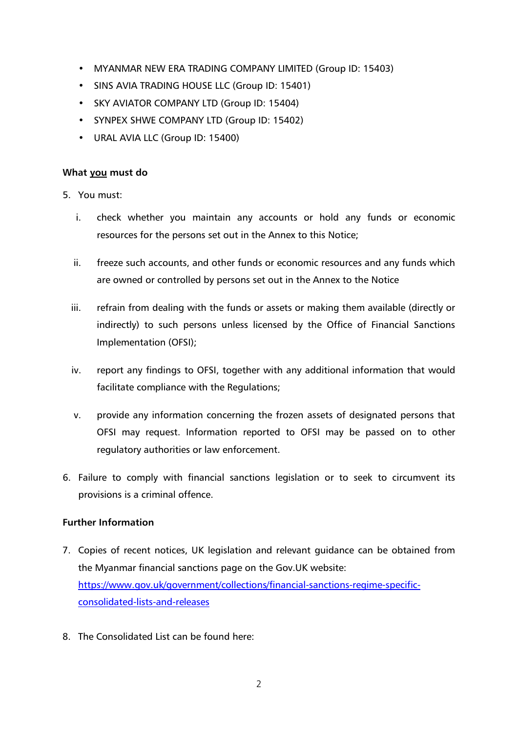- MYANMAR NEW ERA TRADING COMPANY LIMITED (Group ID: 15403)
- SINS AVIA TRADING HOUSE LLC (Group ID: 15401)
- SKY AVIATOR COMPANY LTD (Group ID: 15404)
- SYNPEX SHWE COMPANY LTD (Group ID: 15402)
- URAL AVIA LLC (Group ID: 15400)

**What you must do**

5. You must:

   i. check whether you maintain any accounts or hold any funds or economic resources for the persons set out in the Annex to this Notice;

   ii. freeze such accounts, and other funds or economic resources and any funds which are owned or controlled by persons set out in the Annex to the Notice

   iii. refrain from dealing with the funds or assets or making them available (directly or indirectly) to such persons unless licensed by the Office of Financial Sanctions Implementation (OFSI);

   iv. report any findings to OFSI, together with any additional information that would facilitate compliance with the Regulations;

   v. provide any information concerning the frozen assets of designated persons that OFSI may request. Information reported to OFSI may be passed on to other regulatory authorities or law enforcement.

6. Failure to comply with financial sanctions legislation or to seek to circumvent its provisions is a criminal offence.

**Further Information**

7. Copies of recent notices, UK legislation and relevant guidance can be obtained from the Myanmar financial sanctions page on the Gov.UK website: [https://www.gov.uk/government/collections/financial-sanctions-regime-specific-consolidated-lists-and-releases](https://www.gov.uk/government/collections/financial-sanctions-regime-specific-consolidated-lists-and-releases)

8. The Consolidated List can be found here: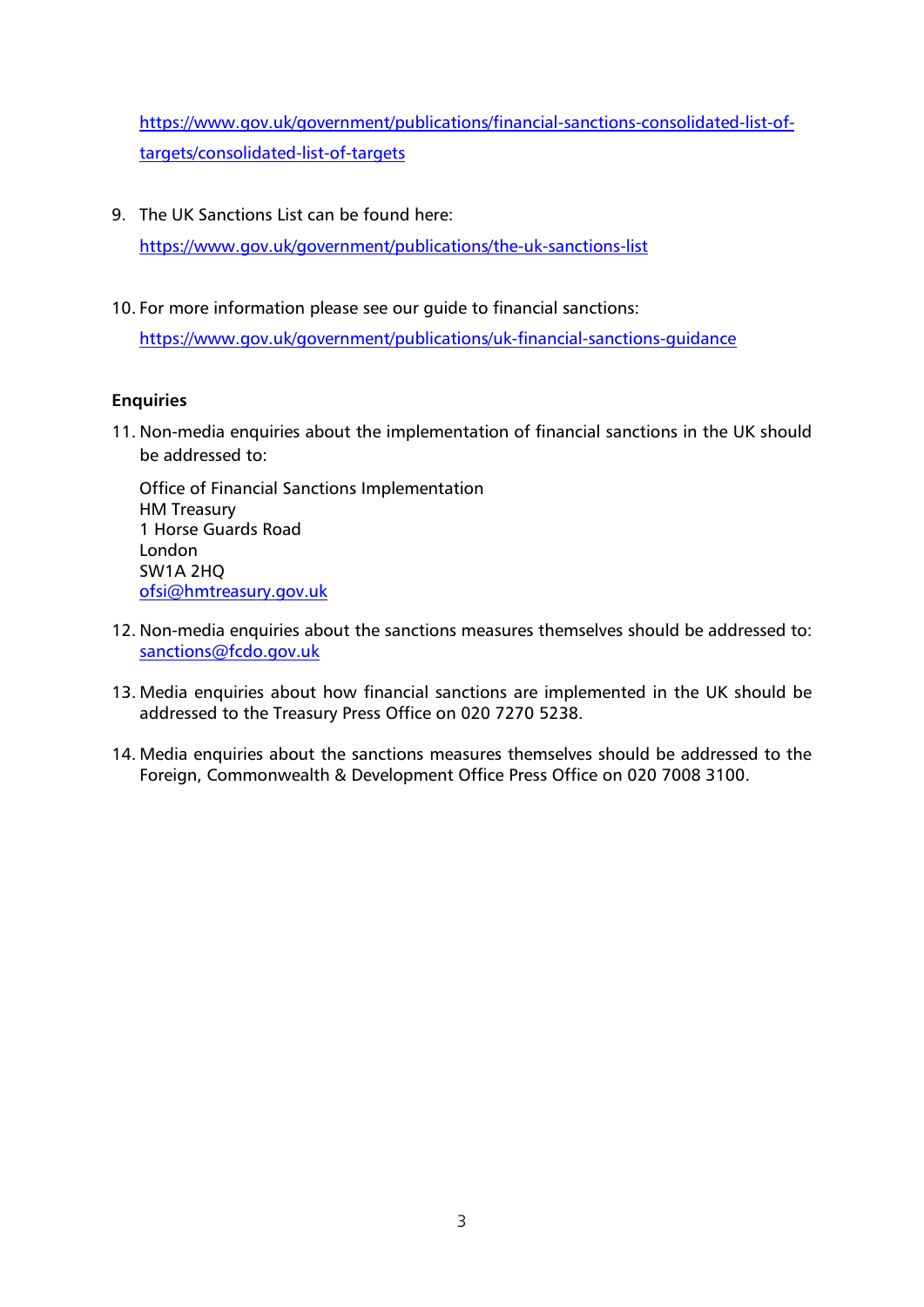https://www.gov.uk/government/publications/financial-sanctions-consolidated-list-of-targets/consolidated-list-of-targets

9. The UK Sanctions List can be found here:
   https://www.gov.uk/government/publications/the-uk-sanctions-list

10. For more information please see our guide to financial sanctions:
    https://www.gov.uk/government/publications/uk-financial-sanctions-guidance

**Enquiries**

11. Non-media enquiries about the implementation of financial sanctions in the UK should be addressed to:

    Office of Financial Sanctions Implementation
    HM Treasury
    1 Horse Guards Road
    London
    SW1A 2HQ
    ofsi@hmtreasury.gov.uk

12. Non-media enquiries about the sanctions measures themselves should be addressed to: sanctions@fcdo.gov.uk

13. Media enquiries about how financial sanctions are implemented in the UK should be addressed to the Treasury Press Office on 020 7270 5238.

14. Media enquiries about the sanctions measures themselves should be addressed to the Foreign, Commonwealth & Development Office Press Office on 020 7008 3100.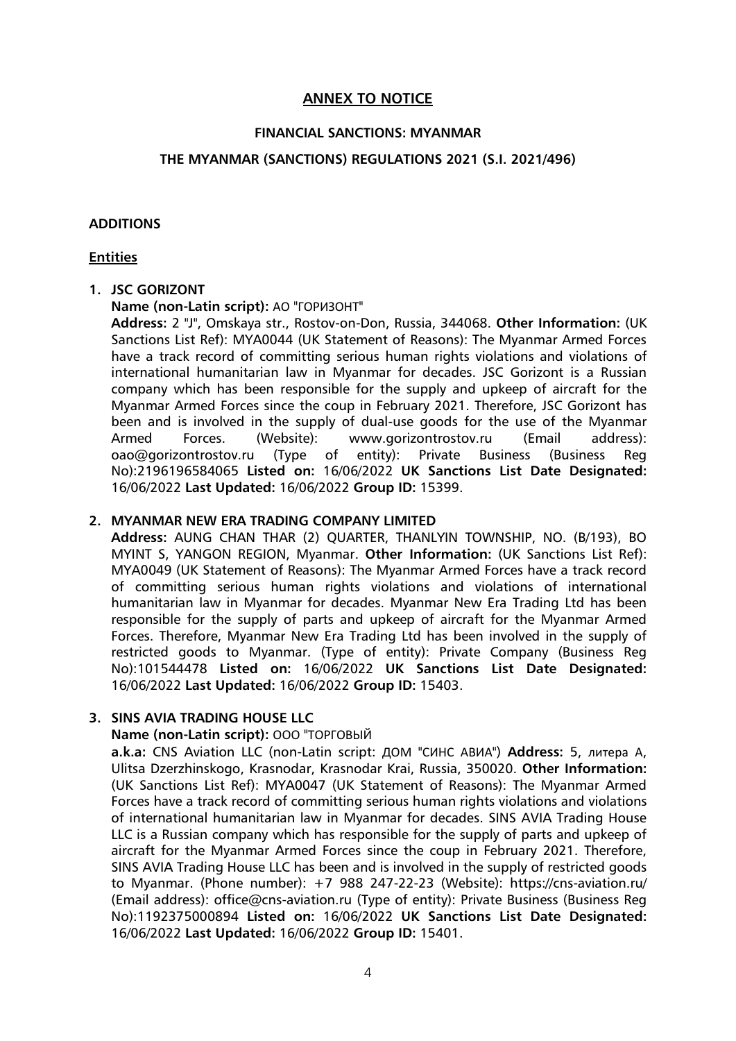## ANNEX TO NOTICE

### FINANCIAL SANCTIONS: MYANMAR

### THE MYANMAR (SANCTIONS) REGULATIONS 2021 (S.I. 2021/496)

**ADDITIONS**

**Entities**

1. **JSC GORIZONT**
   **Name (non-Latin script):** АО "ГОРИЗОНТ"
   **Address:** 2 "J", Omskaya str., Rostov-on-Don, Russia, 344068. **Other Information:** (UK Sanctions List Ref): MYA0044 (UK Statement of Reasons): The Myanmar Armed Forces have a track record of committing serious human rights violations and violations of international humanitarian law in Myanmar for decades. JSC Gorizont is a Russian company which has been responsible for the supply and upkeep of aircraft for the Myanmar Armed Forces since the coup in February 2021. Therefore, JSC Gorizont has been and is involved in the supply of dual-use goods for the use of the Myanmar Armed Forces. (Website): www.gorizontrostov.ru (Email address): oao@gorizontrostov.ru (Type of entity): Private Business (Business Reg No):2196196584065 **Listed on:** 16/06/2022 **UK Sanctions List Date Designated:** 16/06/2022 **Last Updated:** 16/06/2022 **Group ID:** 15399.

2. **MYANMAR NEW ERA TRADING COMPANY LIMITED**
   **Address:** AUNG CHAN THAR (2) QUARTER, THANLYIN TOWNSHIP, NO. (B/193), BO MYINT S, YANGON REGION, Myanmar. **Other Information:** (UK Sanctions List Ref): MYA0049 (UK Statement of Reasons): The Myanmar Armed Forces have a track record of committing serious human rights violations and violations of international humanitarian law in Myanmar for decades. Myanmar New Era Trading Ltd has been responsible for the supply of parts and upkeep of aircraft for the Myanmar Armed Forces. Therefore, Myanmar New Era Trading Ltd has been involved in the supply of restricted goods to Myanmar. (Type of entity): Private Company (Business Reg No):101544478 **Listed on:** 16/06/2022 **UK Sanctions List Date Designated:** 16/06/2022 **Last Updated:** 16/06/2022 **Group ID:** 15403.

3. **SINS AVIA TRADING HOUSE LLC**
   **Name (non-Latin script):** ООО "ТОРГОВЫЙ
   **a.k.a:** CNS Aviation LLC (non-Latin script: ДОМ "СИНС АВИА") **Address:** 5, литера А, Ulitsa Dzerzhinskogo, Krasnodar, Krasnodar Krai, Russia, 350020. **Other Information:** (UK Sanctions List Ref): MYA0047 (UK Statement of Reasons): The Myanmar Armed Forces have a track record of committing serious human rights violations and violations of international humanitarian law in Myanmar for decades. SINS AVIA Trading House LLC is a Russian company which has responsible for the supply of parts and upkeep of aircraft for the Myanmar Armed Forces since the coup in February 2021. Therefore, SINS AVIA Trading House LLC has been and is involved in the supply of restricted goods to Myanmar. (Phone number): +7 988 247-22-23 (Website): https://cns-aviation.ru/ (Email address): office@cns-aviation.ru (Type of entity): Private Business (Business Reg No):1192375000894 **Listed on:** 16/06/2022 **UK Sanctions List Date Designated:** 16/06/2022 **Last Updated:** 16/06/2022 **Group ID:** 15401.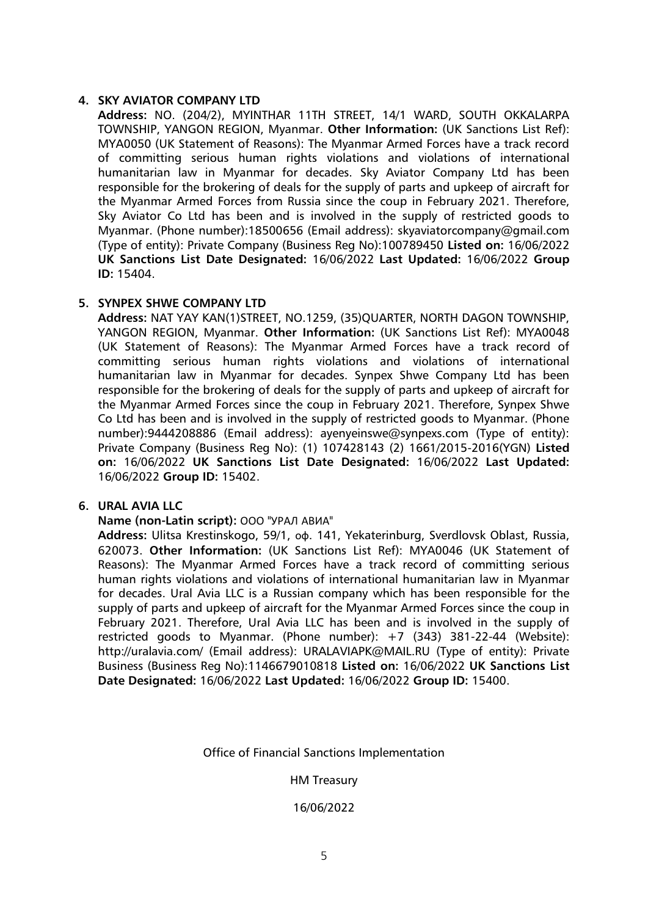4. **SKY AVIATOR COMPANY LTD**

   **Address:** NO. (204/2), MYINTHAR 11TH STREET, 14/1 WARD, SOUTH OKKALARPA TOWNSHIP, YANGON REGION, Myanmar. **Other Information:** (UK Sanctions List Ref): MYA0050 (UK Statement of Reasons): The Myanmar Armed Forces have a track record of committing serious human rights violations and violations of international humanitarian law in Myanmar for decades. Sky Aviator Company Ltd has been responsible for the brokering of deals for the supply of parts and upkeep of aircraft for the Myanmar Armed Forces from Russia since the coup in February 2021. Therefore, Sky Aviator Co Ltd has been and is involved in the supply of restricted goods to Myanmar. (Phone number):18500656 (Email address): skyaviatorcompany@gmail.com (Type of entity): Private Company (Business Reg No):100789450 **Listed on:** 16/06/2022 **UK Sanctions List Date Designated:** 16/06/2022 **Last Updated:** 16/06/2022 **Group ID:** 15404.

5. **SYNPEX SHWE COMPANY LTD**

   **Address:** NAT YAY KAN(1)STREET, NO.1259, (35)QUARTER, NORTH DAGON TOWNSHIP, YANGON REGION, Myanmar. **Other Information:** (UK Sanctions List Ref): MYA0048 (UK Statement of Reasons): The Myanmar Armed Forces have a track record of committing serious human rights violations and violations of international humanitarian law in Myanmar for decades. Synpex Shwe Company Ltd has been responsible for the brokering of deals for the supply of parts and upkeep of aircraft for the Myanmar Armed Forces since the coup in February 2021. Therefore, Synpex Shwe Co Ltd has been and is involved in the supply of restricted goods to Myanmar. (Phone number):9444208886 (Email address): ayenyeinswe@synpexs.com (Type of entity): Private Company (Business Reg No): (1) 107428143 (2) 1661/2015-2016(YGN) **Listed on:** 16/06/2022 **UK Sanctions List Date Designated:** 16/06/2022 **Last Updated:** 16/06/2022 **Group ID:** 15402.

6. **URAL AVIA LLC**

   **Name (non-Latin script):** ООО "УРАЛ АВИА"

   **Address:** Ulitsa Krestinskogo, 59/1, оф. 141, Yekaterinburg, Sverdlovsk Oblast, Russia, 620073. **Other Information:** (UK Sanctions List Ref): MYA0046 (UK Statement of Reasons): The Myanmar Armed Forces have a track record of committing serious human rights violations and violations of international humanitarian law in Myanmar for decades. Ural Avia LLC is a Russian company which has been responsible for the supply of parts and upkeep of aircraft for the Myanmar Armed Forces since the coup in February 2021. Therefore, Ural Avia LLC has been and is involved in the supply of restricted goods to Myanmar. (Phone number): +7 (343) 381-22-44 (Website): http://uralavia.com/ (Email address): URALAVIAPK@MAIL.RU (Type of entity): Private Business (Business Reg No):1146679010818 **Listed on:** 16/06/2022 **UK Sanctions List Date Designated:** 16/06/2022 **Last Updated:** 16/06/2022 **Group ID:** 15400.

Office of Financial Sanctions Implementation

HM Treasury

16/06/2022